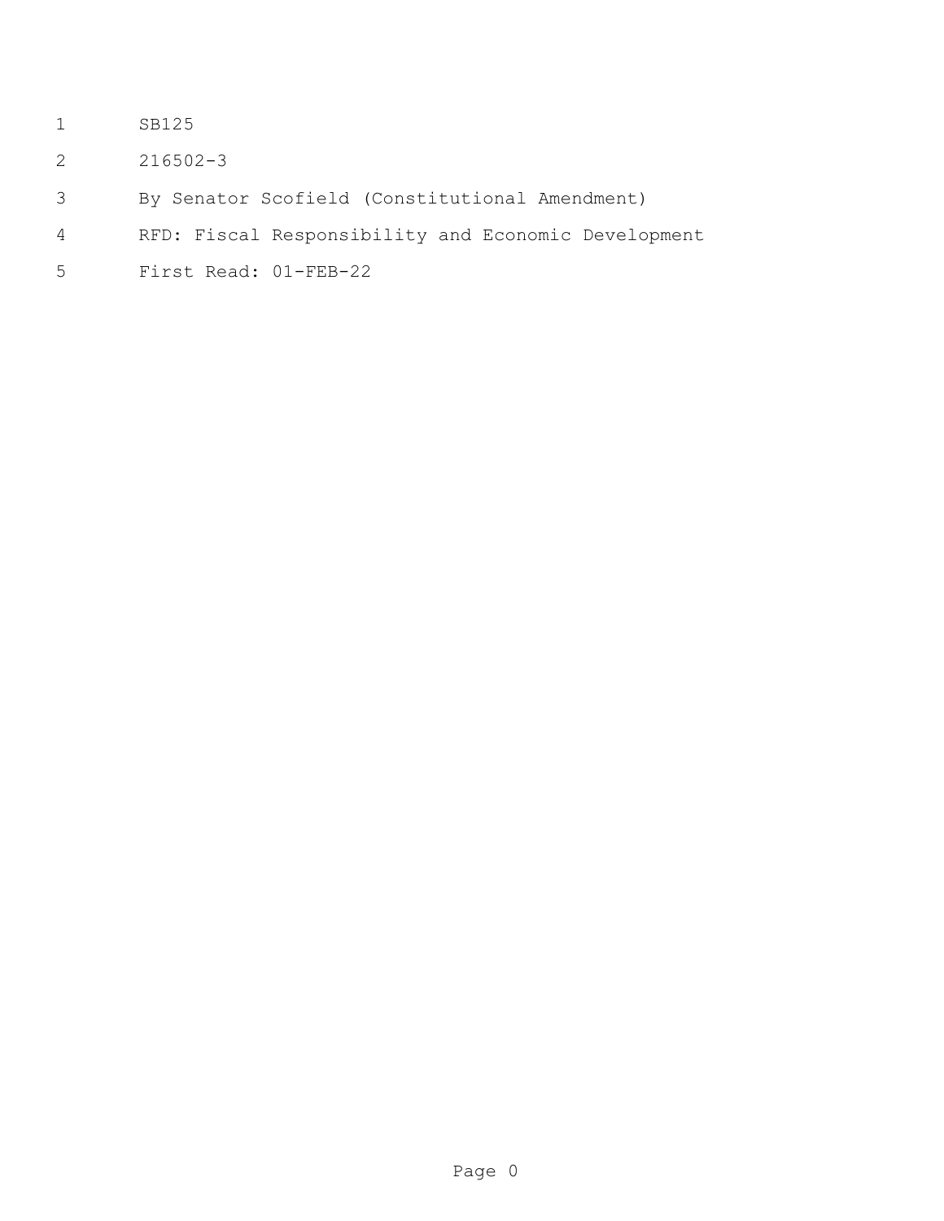SB125

216502-3

By Senator Scofield (Constitutional Amendment)

RFD: Fiscal Responsibility and Economic Development

First Read: 01-FEB-22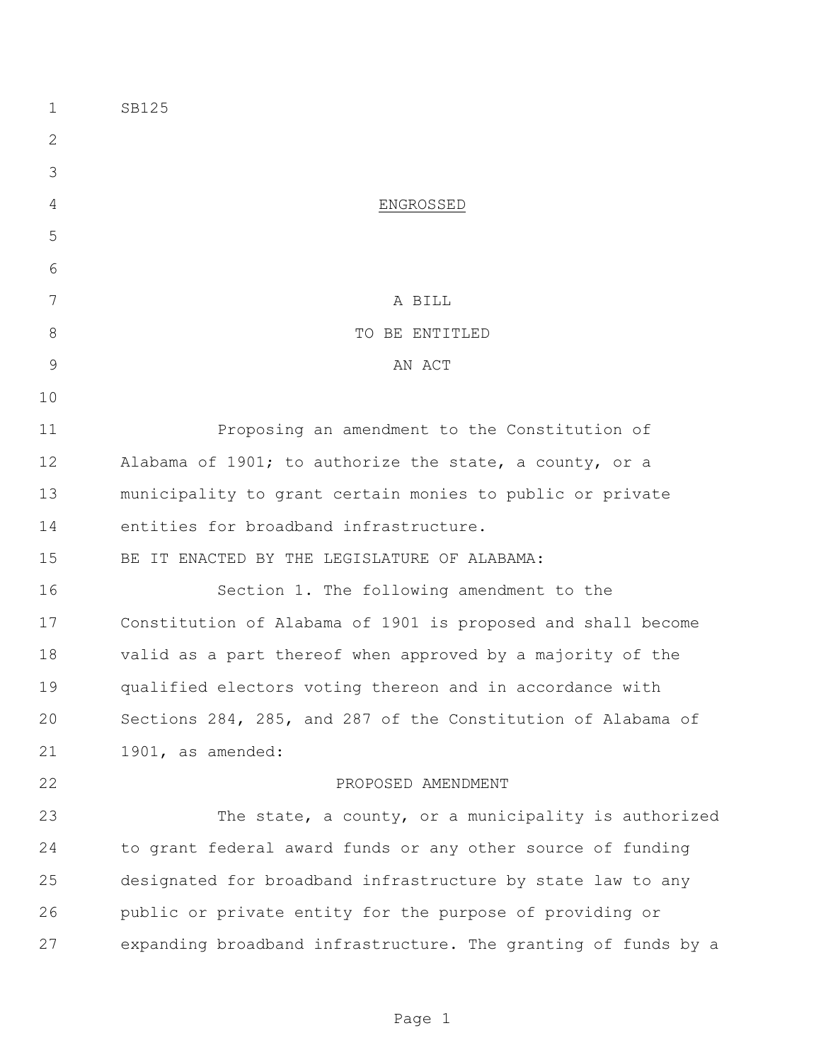SB125

ENGROSSED

A BILL
TO BE ENTITLED
AN ACT

Proposing an amendment to the Constitution of Alabama of 1901; to authorize the state, a county, or a municipality to grant certain monies to public or private entities for broadband infrastructure.

BE IT ENACTED BY THE LEGISLATURE OF ALABAMA:

Section 1. The following amendment to the Constitution of Alabama of 1901 is proposed and shall become valid as a part thereof when approved by a majority of the qualified electors voting thereon and in accordance with Sections 284, 285, and 287 of the Constitution of Alabama of 1901, as amended:

PROPOSED AMENDMENT

The state, a county, or a municipality is authorized to grant federal award funds or any other source of funding designated for broadband infrastructure by state law to any public or private entity for the purpose of providing or expanding broadband infrastructure. The granting of funds by a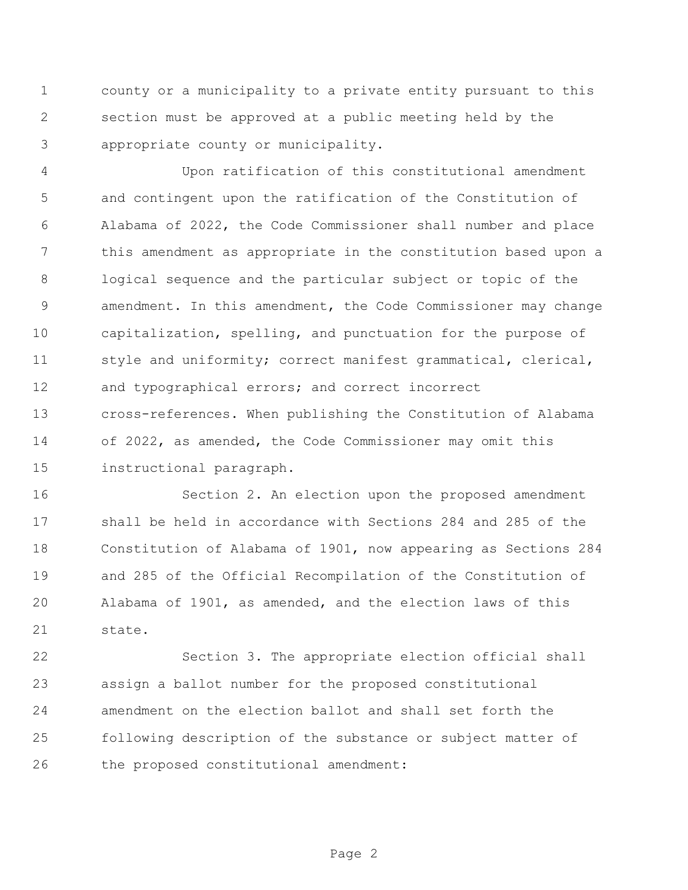county or a municipality to a private entity pursuant to this section must be approved at a public meeting held by the appropriate county or municipality.

Upon ratification of this constitutional amendment and contingent upon the ratification of the Constitution of Alabama of 2022, the Code Commissioner shall number and place this amendment as appropriate in the constitution based upon a logical sequence and the particular subject or topic of the amendment. In this amendment, the Code Commissioner may change capitalization, spelling, and punctuation for the purpose of style and uniformity; correct manifest grammatical, clerical, and typographical errors; and correct incorrect cross-references. When publishing the Constitution of Alabama of 2022, as amended, the Code Commissioner may omit this instructional paragraph.

Section 2. An election upon the proposed amendment shall be held in accordance with Sections 284 and 285 of the Constitution of Alabama of 1901, now appearing as Sections 284 and 285 of the Official Recompilation of the Constitution of Alabama of 1901, as amended, and the election laws of this state.

Section 3. The appropriate election official shall assign a ballot number for the proposed constitutional amendment on the election ballot and shall set forth the following description of the substance or subject matter of the proposed constitutional amendment: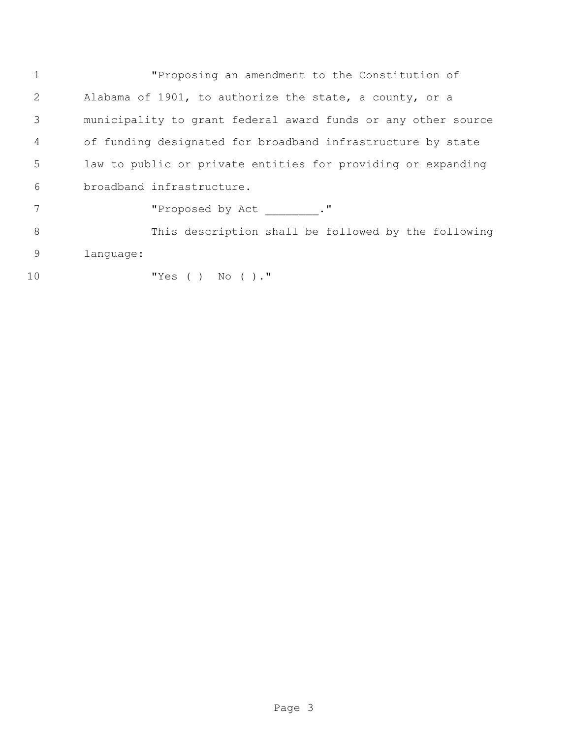"Proposing an amendment to the Constitution of Alabama of 1901, to authorize the state, a county, or a municipality to grant federal award funds or any other source of funding designated for broadband infrastructure by state law to public or private entities for providing or expanding broadband infrastructure.

"Proposed by Act ________."

This description shall be followed by the following language:

"Yes ( ) No ( )."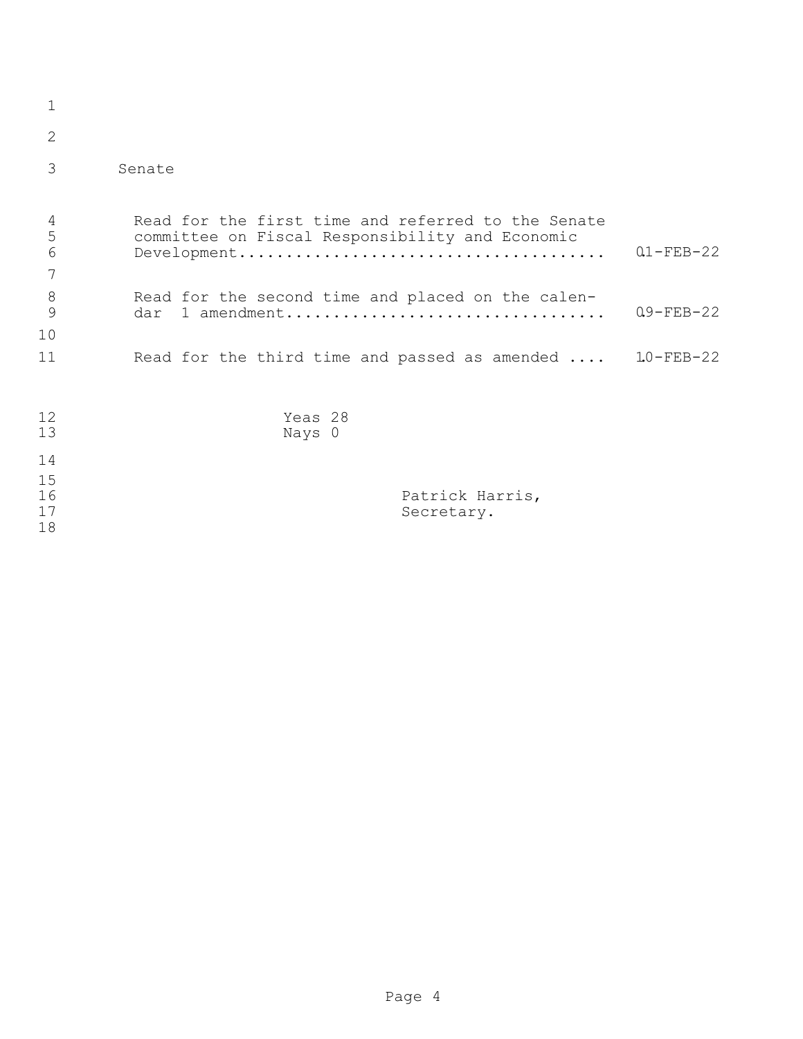Senate

| | |
|---|---|
| Read for the first time and referred to the Senate committee on Fiscal Responsibility and Economic Development....................................... | 01-FEB-22 |
| Read for the second time and placed on the calendar 1 amendment................................. | 09-FEB-22 |
| Read for the third time and passed as amended .... | 10-FEB-22 |

Yeas 28
Nays 0

Patrick Harris,
Secretary.